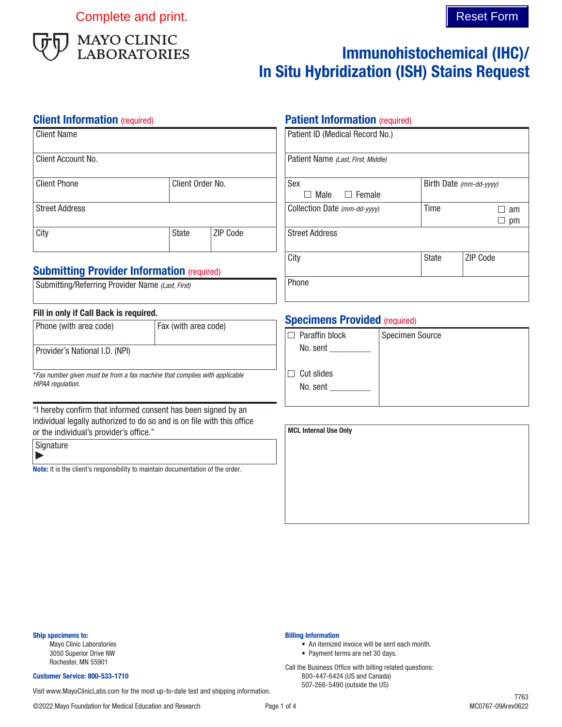Complete and print.

Reset Form

MAYO CLINIC LABORATORIES

# Immunohistochemical (IHC)/ In Situ Hybridization (ISH) Stains Request

## Client Information (required)

| Client Name | | |
|---|---|---|
| Client Account No. | | |
| Client Phone | Client Order No. | |
| Street Address | | |
| City | State | ZIP Code |

## Submitting Provider Information (required)

| Submitting/Referring Provider Name *(Last, First)* |
|---|

**Fill in only if Call Back is required.**

| Phone (with area code) | Fax (with area code) |
|---|---|
| Provider's National I.D. (NPI) | |

**Fax number given must be from a fax machine that complies with applicable HIPAA regulation.*

"I hereby confirm that informed consent has been signed by an individual legally authorized to do so and is on file with this office or the individual's provider's office."

| Signature ▶ |
|---|

**Note:** It is the client's responsibility to maintain documentation of the order.

## Patient Information (required)

| Patient ID (Medical Record No.) | | |
|---|---|---|
| Patient Name *(Last, First, Middle)* | | |
| Sex ☐ Male ☐ Female | Birth Date *(mm-dd-yyyy)* | |
| Collection Date *(mm-dd-yyyy)* | Time ☐ am ☐ pm | |
| Street Address | | |
| City | State | ZIP Code |
| Phone | | |

## Specimens Provided (required)

| ☐ Paraffin block No. sent ________ | Specimen Source |
|---|---|
| ☐ Cut slides No. sent ________ | |

**MCL Internal Use Only**

**Ship specimens to:**
Mayo Clinic Laboratories
3050 Superior Drive NW
Rochester, MN 55901

**Customer Service: 800-533-1710**

Visit www.MayoClinicLabs.com for the most up-to-date test and shipping information.

**Billing Information**

- An itemized invoice will be sent each month.
- Payment terms are net 30 days.

Call the Business Office with billing related questions:
800-447-6424 (US and Canada)
507-266-5490 (outside the US)

©2022 Mayo Foundation for Medical Education and Research

T763
MC0767-09Arev0622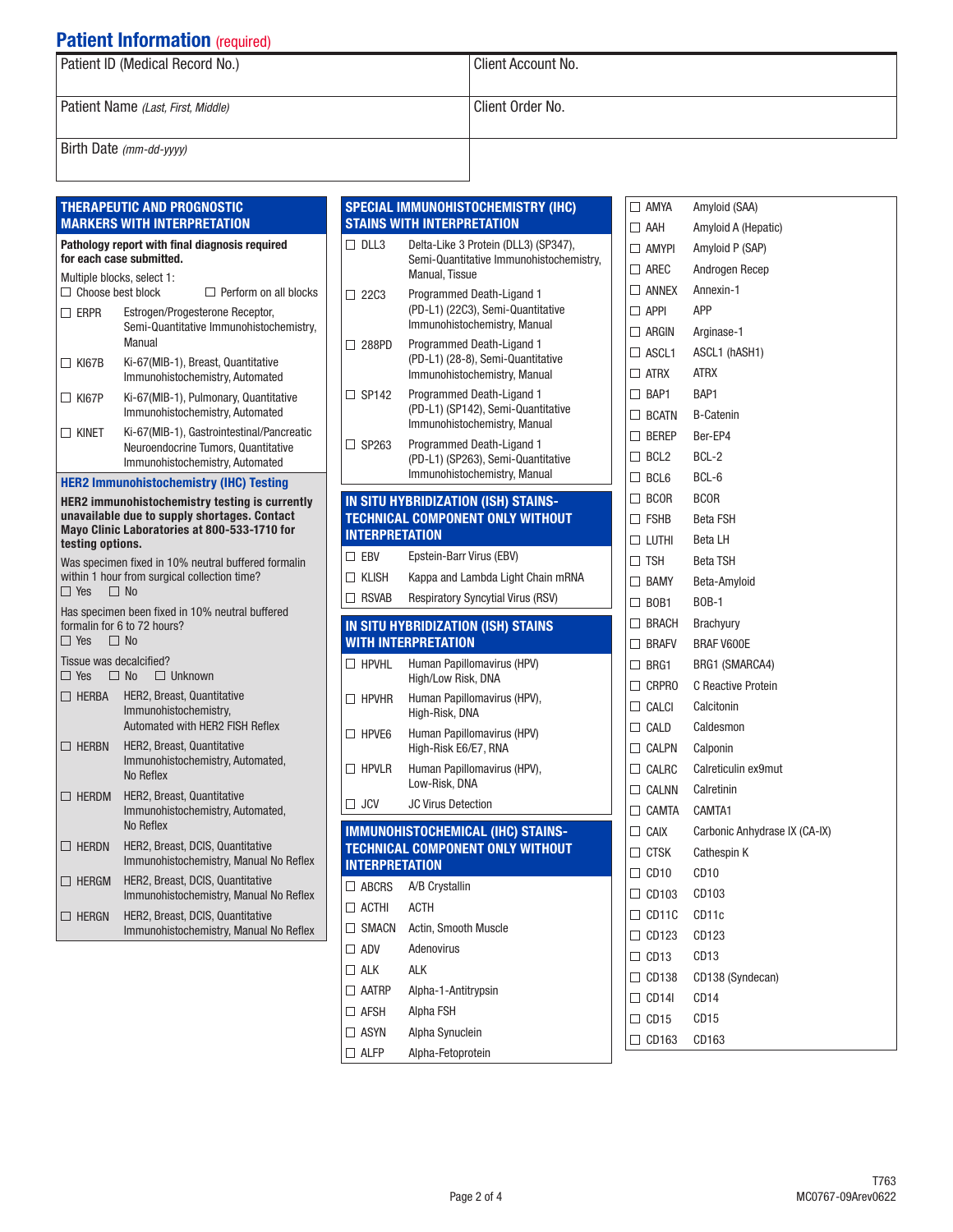## Patient Information (required)

| Patient ID (Medical Record No.) | Client Account No. |
|---|---|
| Patient Name *(Last, First, Middle)* | Client Order No. |
| Birth Date *(mm-dd-yyyy)* | |

### THERAPEUTIC AND PROGNOSTIC MARKERS WITH INTERPRETATION

**Pathology report with final diagnosis required for each case submitted.**

Multiple blocks, select 1:
☐ Choose best block ☐ Perform on all blocks

| | |
|---|---|
| ☐ ERPR | Estrogen/Progesterone Receptor, Semi-Quantitative Immunohistochemistry, Manual |
| ☐ KI67B | Ki-67(MIB-1), Breast, Quantitative Immunohistochemistry, Automated |
| ☐ KI67P | Ki-67(MIB-1), Pulmonary, Quantitative Immunohistochemistry, Automated |
| ☐ KINET | Ki-67(MIB-1), Gastrointestinal/Pancreatic Neuroendocrine Tumors, Quantitative Immunohistochemistry, Automated |

### HER2 Immunohistochemistry (IHC) Testing

**HER2 immunohistochemistry testing is currently unavailable due to supply shortages. Contact Mayo Clinic Laboratories at 800-533-1710 for testing options.**

Was specimen fixed in 10% neutral buffered formalin within 1 hour from surgical collection time?
☐ Yes ☐ No

Has specimen been fixed in 10% neutral buffered formalin for 6 to 72 hours?
☐ Yes ☐ No

Tissue was decalcified?
☐ Yes ☐ No ☐ Unknown

| | |
|---|---|
| ☐ HERBA | HER2, Breast, Quantitative Immunohistochemistry, Automated with HER2 FISH Reflex |
| ☐ HERBN | HER2, Breast, Quantitative Immunohistochemistry, Automated, No Reflex |
| ☐ HERDM | HER2, Breast, Quantitative Immunohistochemistry, Automated, No Reflex |
| ☐ HERDN | HER2, Breast, DCIS, Quantitative Immunohistochemistry, Manual No Reflex |
| ☐ HERGM | HER2, Breast, DCIS, Quantitative Immunohistochemistry, Manual No Reflex |
| ☐ HERGN | HER2, Breast, DCIS, Quantitative Immunohistochemistry, Manual No Reflex |

### SPECIAL IMMUNOHISTOCHEMISTRY (IHC) STAINS WITH INTERPRETATION

| | |
|---|---|
| ☐ DLL3 | Delta-Like 3 Protein (DLL3) (SP347), Semi-Quantitative Immunohistochemistry, Manual, Tissue |
| ☐ 22C3 | Programmed Death-Ligand 1 (PD-L1) (22C3), Semi-Quantitative Immunohistochemistry, Manual |
| ☐ 288PD | Programmed Death-Ligand 1 (PD-L1) (28-8), Semi-Quantitative Immunohistochemistry, Manual |
| ☐ SP142 | Programmed Death-Ligand 1 (PD-L1) (SP142), Semi-Quantitative Immunohistochemistry, Manual |
| ☐ SP263 | Programmed Death-Ligand 1 (PD-L1) (SP263), Semi-Quantitative Immunohistochemistry, Manual |

### IN SITU HYBRIDIZATION (ISH) STAINS-TECHNICAL COMPONENT ONLY WITHOUT INTERPRETATION

| | |
|---|---|
| ☐ EBV | Epstein-Barr Virus (EBV) |
| ☐ KLISH | Kappa and Lambda Light Chain mRNA |
| ☐ RSVAB | Respiratory Syncytial Virus (RSV) |

### IN SITU HYBRIDIZATION (ISH) STAINS WITH INTERPRETATION

| | |
|---|---|
| ☐ HPVHL | Human Papillomavirus (HPV) High/Low Risk, DNA |
| ☐ HPVHR | Human Papillomavirus (HPV), High-Risk, DNA |
| ☐ HPVE6 | Human Papillomavirus (HPV) High-Risk E6/E7, RNA |
| ☐ HPVLR | Human Papillomavirus (HPV), Low-Risk, DNA |
| ☐ JCV | JC Virus Detection |

### IMMUNOHISTOCHEMICAL (IHC) STAINS-TECHNICAL COMPONENT ONLY WITHOUT INTERPRETATION

| | |
|---|---|
| ☐ ABCRS | A/B Crystallin |
| ☐ ACTHI | ACTH |
| ☐ SMACN | Actin, Smooth Muscle |
| ☐ ADV | Adenovirus |
| ☐ ALK | ALK |
| ☐ AATRP | Alpha-1-Antitrypsin |
| ☐ AFSH | Alpha FSH |
| ☐ ASYN | Alpha Synuclein |
| ☐ ALFP | Alpha-Fetoprotein |
| ☐ AMYA | Amyloid (SAA) |
| ☐ AAH | Amyloid A (Hepatic) |
| ☐ AMYPI | Amyloid P (SAP) |
| ☐ AREC | Androgen Recep |
| ☐ ANNEX | Annexin-1 |
| ☐ APPI | APP |
| ☐ ARGIN | Arginase-1 |
| ☐ ASCL1 | ASCL1 (hASH1) |
| ☐ ATRX | ATRX |
| ☐ BAP1 | BAP1 |
| ☐ BCATN | B-Catenin |
| ☐ BEREP | Ber-EP4 |
| ☐ BCL2 | BCL-2 |
| ☐ BCL6 | BCL-6 |
| ☐ BCOR | BCOR |
| ☐ FSHB | Beta FSH |
| ☐ LUTHI | Beta LH |
| ☐ TSH | Beta TSH |
| ☐ BAMY | Beta-Amyloid |
| ☐ BOB1 | BOB-1 |
| ☐ BRACH | Brachyury |
| ☐ BRAFV | BRAF V600E |
| ☐ BRG1 | BRG1 (SMARCA4) |
| ☐ CRPRO | C Reactive Protein |
| ☐ CALCI | Calcitonin |
| ☐ CALD | Caldesmon |
| ☐ CALPN | Calponin |
| ☐ CALRC | Calreticulin ex9mut |
| ☐ CALNN | Calretinin |
| ☐ CAMTA | CAMTA1 |
| ☐ CAIX | Carbonic Anhydrase IX (CA-IX) |
| ☐ CTSK | Cathespin K |
| ☐ CD10 | CD10 |
| ☐ CD103 | CD103 |
| ☐ CD11C | CD11c |
| ☐ CD123 | CD123 |
| ☐ CD13 | CD13 |
| ☐ CD138 | CD138 (Syndecan) |
| ☐ CD14I | CD14 |
| ☐ CD15 | CD15 |
| ☐ CD163 | CD163 |

T763
MC0767-09Arev0622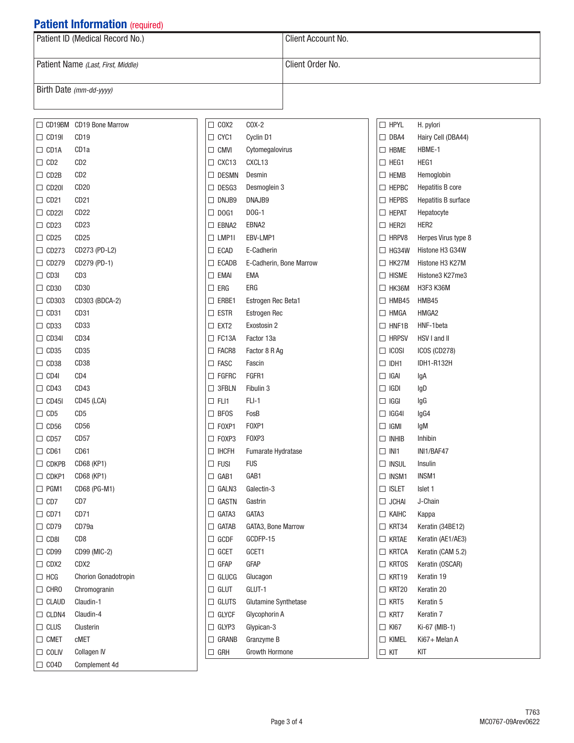## Patient Information (required)

| | |
|---|---|
| Patient ID (Medical Record No.) | Client Account No. |
| Patient Name *(Last, First, Middle)* | Client Order No. |
| Birth Date *(mm-dd-yyyy)* | |

| | Code | Test |
|---|---|---|
| ☐ | CD19BM | CD19 Bone Marrow |
| ☐ | CD19I | CD19 |
| ☐ | CD1A | CD1a |
| ☐ | CD2 | CD2 |
| ☐ | CD2B | CD2 |
| ☐ | CD20I | CD20 |
| ☐ | CD21 | CD21 |
| ☐ | CD22I | CD22 |
| ☐ | CD23 | CD23 |
| ☐ | CD25 | CD25 |
| ☐ | CD273 | CD273 (PD-L2) |
| ☐ | CD279 | CD279 (PD-1) |
| ☐ | CD3I | CD3 |
| ☐ | CD30 | CD30 |
| ☐ | CD303 | CD303 (BDCA-2) |
| ☐ | CD31 | CD31 |
| ☐ | CD33 | CD33 |
| ☐ | CD34I | CD34 |
| ☐ | CD35 | CD35 |
| ☐ | CD38 | CD38 |
| ☐ | CD4I | CD4 |
| ☐ | CD43 | CD43 |
| ☐ | CD45I | CD45 (LCA) |
| ☐ | CD5 | CD5 |
| ☐ | CD56 | CD56 |
| ☐ | CD57 | CD57 |
| ☐ | CD61 | CD61 |
| ☐ | CDKPB | CD68 (KP1) |
| ☐ | CDKP1 | CD68 (KP1) |
| ☐ | PGM1 | CD68 (PG-M1) |
| ☐ | CD7 | CD7 |
| ☐ | CD71 | CD71 |
| ☐ | CD79 | CD79a |
| ☐ | CD8I | CD8 |
| ☐ | CD99 | CD99 (MIC-2) |
| ☐ | CDX2 | CDX2 |
| ☐ | HCG | Chorion Gonadotropin |
| ☐ | CHRO | Chromogranin |
| ☐ | CLAUD | Claudin-1 |
| ☐ | CLDN4 | Claudin-4 |
| ☐ | CLUS | Clusterin |
| ☐ | CMET | cMET |
| ☐ | COLIV | Collagen IV |
| ☐ | CO4D | Complement 4d |

| | Code | Test |
|---|---|---|
| ☐ | COX2 | COX-2 |
| ☐ | CYC1 | Cyclin D1 |
| ☐ | CMVI | Cytomegalovirus |
| ☐ | CXC13 | CXCL13 |
| ☐ | DESMN | Desmin |
| ☐ | DESG3 | Desmoglein 3 |
| ☐ | DNJB9 | DNAJB9 |
| ☐ | DOG1 | DOG-1 |
| ☐ | EBNA2 | EBNA2 |
| ☐ | LMP1I | EBV-LMP1 |
| ☐ | ECAD | E-Cadherin |
| ☐ | ECADB | E-Cadherin, Bone Marrow |
| ☐ | EMAI | EMA |
| ☐ | ERG | ERG |
| ☐ | ERBE1 | Estrogen Rec Beta1 |
| ☐ | ESTR | Estrogen Rec |
| ☐ | EXT2 | Exostosin 2 |
| ☐ | FC13A | Factor 13a |
| ☐ | FACR8 | Factor 8 R Ag |
| ☐ | FASC | Fascin |
| ☐ | FGFRC | FGFR1 |
| ☐ | 3FBLN | Fibulin 3 |
| ☐ | FLI1 | FLI-1 |
| ☐ | BFOS | FosB |
| ☐ | FOXP1 | FOXP1 |
| ☐ | FOXP3 | FOXP3 |
| ☐ | IHCFH | Fumarate Hydratase |
| ☐ | FUSI | FUS |
| ☐ | GAB1 | GAB1 |
| ☐ | GALN3 | Galectin-3 |
| ☐ | GASTN | Gastrin |
| ☐ | GATA3 | GATA3 |
| ☐ | GATAB | GATA3, Bone Marrow |
| ☐ | GCDF | GCDFP-15 |
| ☐ | GCET | GCET1 |
| ☐ | GFAP | GFAP |
| ☐ | GLUCG | Glucagon |
| ☐ | GLUT | GLUT-1 |
| ☐ | GLUTS | Glutamine Synthetase |
| ☐ | GLYCF | Glycophorin A |
| ☐ | GLYP3 | Glypican-3 |
| ☐ | GRANB | Granzyme B |
| ☐ | GRH | Growth Hormone |

| | Code | Test |
|---|---|---|
| ☐ | HPYL | H. pylori |
| ☐ | DBA4 | Hairy Cell (DBA44) |
| ☐ | HBME | HBME-1 |
| ☐ | HEG1 | HEG1 |
| ☐ | HEMB | Hemoglobin |
| ☐ | HEPBC | Hepatitis B core |
| ☐ | HEPBS | Hepatitis B surface |
| ☐ | HEPAT | Hepatocyte |
| ☐ | HER2I | HER2 |
| ☐ | HRPV8 | Herpes Virus type 8 |
| ☐ | HG34W | Histone H3 G34W |
| ☐ | HK27M | Histone H3 K27M |
| ☐ | HISME | Histone3 K27me3 |
| ☐ | HK36M | H3F3 K36M |
| ☐ | HMB45 | HMB45 |
| ☐ | HMGA | HMGA2 |
| ☐ | HNF1B | HNF-1beta |
| ☐ | HRPSV | HSV I and II |
| ☐ | ICOSI | ICOS (CD278) |
| ☐ | IDH1 | IDH1-R132H |
| ☐ | IGAI | IgA |
| ☐ | IGDI | IgD |
| ☐ | IGGI | IgG |
| ☐ | IGG4I | IgG4 |
| ☐ | IGMI | IgM |
| ☐ | INHIB | Inhibin |
| ☐ | INI1 | INI1/BAF47 |
| ☐ | INSUL | Insulin |
| ☐ | INSM1 | INSM1 |
| ☐ | ISLET | Islet 1 |
| ☐ | JCHAI | J-Chain |
| ☐ | KAIHC | Kappa |
| ☐ | KRT34 | Keratin (34BE12) |
| ☐ | KRTAE | Keratin (AE1/AE3) |
| ☐ | KRTCA | Keratin (CAM 5.2) |
| ☐ | KRTOS | Keratin (OSCAR) |
| ☐ | KRT19 | Keratin 19 |
| ☐ | KRT20 | Keratin 20 |
| ☐ | KRT5 | Keratin 5 |
| ☐ | KRT7 | Keratin 7 |
| ☐ | KI67 | Ki-67 (MIB-1) |
| ☐ | KIMEL | Ki67+ Melan A |
| ☐ | KIT | KIT |

T763
MC0767-09Arev0622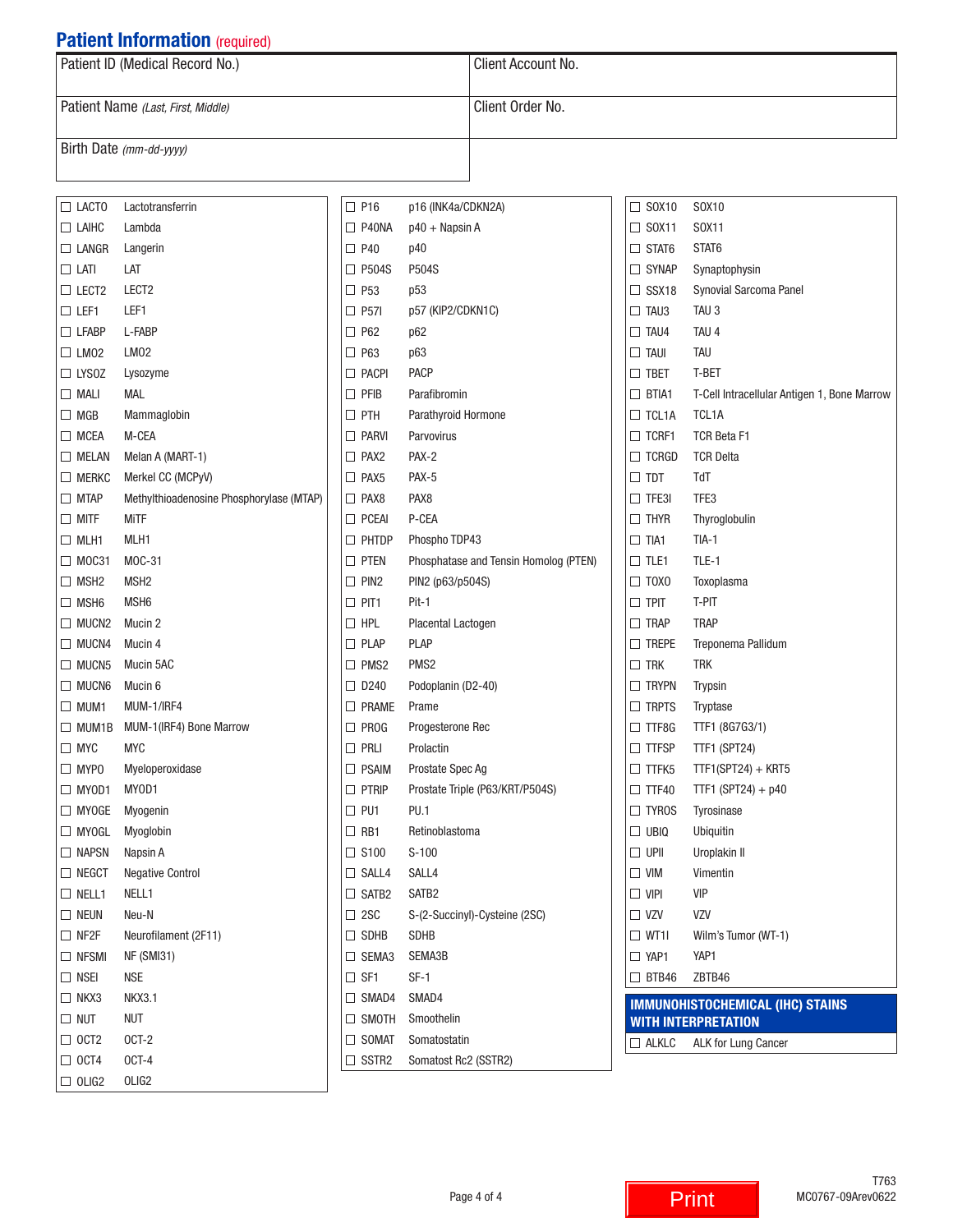## Patient Information (required)

| | |
|---|---|
| Patient ID (Medical Record No.) | Client Account No. |
| Patient Name *(Last, First, Middle)* | Client Order No. |
| Birth Date *(mm-dd-yyyy)* | |

| | |
|---|---|
| ☐ LACTO | Lactotransferrin |
| ☐ LAIHC | Lambda |
| ☐ LANGR | Langerin |
| ☐ LATI | LAT |
| ☐ LECT2 | LECT2 |
| ☐ LEF1 | LEF1 |
| ☐ LFABP | L-FABP |
| ☐ LMO2 | LMO2 |
| ☐ LYSOZ | Lysozyme |
| ☐ MALI | MAL |
| ☐ MGB | Mammaglobin |
| ☐ MCEA | M-CEA |
| ☐ MELAN | Melan A (MART-1) |
| ☐ MERKC | Merkel CC (MCPyV) |
| ☐ MTAP | Methylthioadenosine Phosphorylase (MTAP) |
| ☐ MITF | MiTF |
| ☐ MLH1 | MLH1 |
| ☐ MOC31 | MOC-31 |
| ☐ MSH2 | MSH2 |
| ☐ MSH6 | MSH6 |
| ☐ MUCN2 | Mucin 2 |
| ☐ MUCN4 | Mucin 4 |
| ☐ MUCN5 | Mucin 5AC |
| ☐ MUCN6 | Mucin 6 |
| ☐ MUM1 | MUM-1/IRF4 |
| ☐ MUM1B | MUM-1(IRF4) Bone Marrow |
| ☐ MYC | MYC |
| ☐ MYPO | Myeloperoxidase |
| ☐ MYOD1 | MYOD1 |
| ☐ MYOGE | Myogenin |
| ☐ MYOGL | Myoglobin |
| ☐ NAPSN | Napsin A |
| ☐ NEGCT | Negative Control |
| ☐ NELL1 | NELL1 |
| ☐ NEUN | Neu-N |
| ☐ NF2F | Neurofilament (2F11) |
| ☐ NFSMI | NF (SMI31) |
| ☐ NSEI | NSE |
| ☐ NKX3 | NKX3.1 |
| ☐ NUT | NUT |
| ☐ OCT2 | OCT-2 |
| ☐ OCT4 | OCT-4 |
| ☐ OLIG2 | OLIG2 |

| | |
|---|---|
| ☐ P16 | p16 (INK4a/CDKN2A) |
| ☐ P40NA | p40 + Napsin A |
| ☐ P40 | p40 |
| ☐ P504S | P504S |
| ☐ P53 | p53 |
| ☐ P57I | p57 (KIP2/CDKN1C) |
| ☐ P62 | p62 |
| ☐ P63 | p63 |
| ☐ PACPI | PACP |
| ☐ PFIB | Parafibromin |
| ☐ PTH | Parathyroid Hormone |
| ☐ PARVI | Parvovirus |
| ☐ PAX2 | PAX-2 |
| ☐ PAX5 | PAX-5 |
| ☐ PAX8 | PAX8 |
| ☐ PCEAI | P-CEA |
| ☐ PHTDP | Phospho TDP43 |
| ☐ PTEN | Phosphatase and Tensin Homolog (PTEN) |
| ☐ PIN2 | PIN2 (p63/p504S) |
| ☐ PIT1 | Pit-1 |
| ☐ HPL | Placental Lactogen |
| ☐ PLAP | PLAP |
| ☐ PMS2 | PMS2 |
| ☐ D240 | Podoplanin (D2-40) |
| ☐ PRAME | Prame |
| ☐ PROG | Progesterone Rec |
| ☐ PRLI | Prolactin |
| ☐ PSAIM | Prostate Spec Ag |
| ☐ PTRIP | Prostate Triple (P63/KRT/P504S) |
| ☐ PU1 | PU.1 |
| ☐ RB1 | Retinoblastoma |
| ☐ S100 | S-100 |
| ☐ SALL4 | SALL4 |
| ☐ SATB2 | SATB2 |
| ☐ 2SC | S-(2-Succinyl)-Cysteine (2SC) |
| ☐ SDHB | SDHB |
| ☐ SEMA3 | SEMA3B |
| ☐ SF1 | SF-1 |
| ☐ SMAD4 | SMAD4 |
| ☐ SMOTH | Smoothelin |
| ☐ SOMAT | Somatostatin |
| ☐ SSTR2 | Somatost Rc2 (SSTR2) |

| | |
|---|---|
| ☐ SOX10 | SOX10 |
| ☐ SOX11 | SOX11 |
| ☐ STAT6 | STAT6 |
| ☐ SYNAP | Synaptophysin |
| ☐ SSX18 | Synovial Sarcoma Panel |
| ☐ TAU3 | TAU 3 |
| ☐ TAU4 | TAU 4 |
| ☐ TAUI | TAU |
| ☐ TBET | T-BET |
| ☐ BTIA1 | T-Cell Intracellular Antigen 1, Bone Marrow |
| ☐ TCL1A | TCL1A |
| ☐ TCRF1 | TCR Beta F1 |
| ☐ TCRGD | TCR Delta |
| ☐ TDT | TdT |
| ☐ TFE3I | TFE3 |
| ☐ THYR | Thyroglobulin |
| ☐ TIA1 | TIA-1 |
| ☐ TLE1 | TLE-1 |
| ☐ TOXO | Toxoplasma |
| ☐ TPIT | T-PIT |
| ☐ TRAP | TRAP |
| ☐ TREPE | Treponema Pallidum |
| ☐ TRK | TRK |
| ☐ TRYPN | Trypsin |
| ☐ TRPTS | Tryptase |
| ☐ TTF8G | TTF1 (8G7G3/1) |
| ☐ TTFSP | TTF1 (SPT24) |
| ☐ TTFK5 | TTF1(SPT24) + KRT5 |
| ☐ TTF40 | TTF1 (SPT24) + p40 |
| ☐ TYROS | Tyrosinase |
| ☐ UBIQ | Ubiquitin |
| ☐ UPII | Uroplakin II |
| ☐ VIM | Vimentin |
| ☐ VIPI | VIP |
| ☐ VZV | VZV |
| ☐ WT1I | Wilm's Tumor (WT-1) |
| ☐ YAP1 | YAP1 |
| ☐ BTB46 | ZBTB46 |

### IMMUNOHISTOCHEMICAL (IHC) STAINS WITH INTERPRETATION

| | |
|---|---|
| ☐ ALKLC | ALK for Lung Cancer |

Print

T763
MC0767-09Arev0622